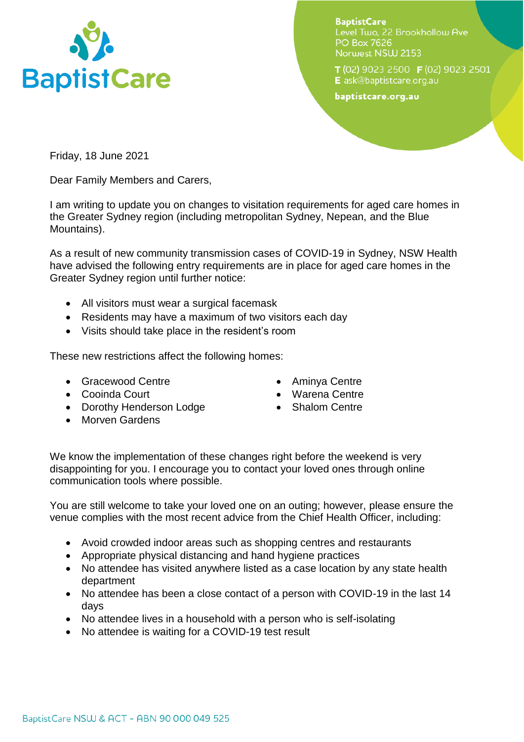BaptistCare
Level Two, 22 Brookhollow Ave
PO Box 7626
Norwest NSW 2153

T (02) 9023 2500 F (02) 9023 2501
E ask@baptistcare.org.au

baptistcare.org.au

Friday, 18 June 2021

Dear Family Members and Carers,

I am writing to update you on changes to visitation requirements for aged care homes in the Greater Sydney region (including metropolitan Sydney, Nepean, and the Blue Mountains).

As a result of new community transmission cases of COVID-19 in Sydney, NSW Health have advised the following entry requirements are in place for aged care homes in the Greater Sydney region until further notice:

- All visitors must wear a surgical facemask
- Residents may have a maximum of two visitors each day
- Visits should take place in the resident's room

These new restrictions affect the following homes:

- Gracewood Centre
- Cooinda Court
- Dorothy Henderson Lodge
- Morven Gardens
- Aminya Centre
- Warena Centre
- Shalom Centre

We know the implementation of these changes right before the weekend is very disappointing for you. I encourage you to contact your loved ones through online communication tools where possible.

You are still welcome to take your loved one on an outing; however, please ensure the venue complies with the most recent advice from the Chief Health Officer, including:

- Avoid crowded indoor areas such as shopping centres and restaurants
- Appropriate physical distancing and hand hygiene practices
- No attendee has visited anywhere listed as a case location by any state health department
- No attendee has been a close contact of a person with COVID-19 in the last 14 days
- No attendee lives in a household with a person who is self-isolating
- No attendee is waiting for a COVID-19 test result

BaptistCare NSW & ACT - ABN 90 000 049 525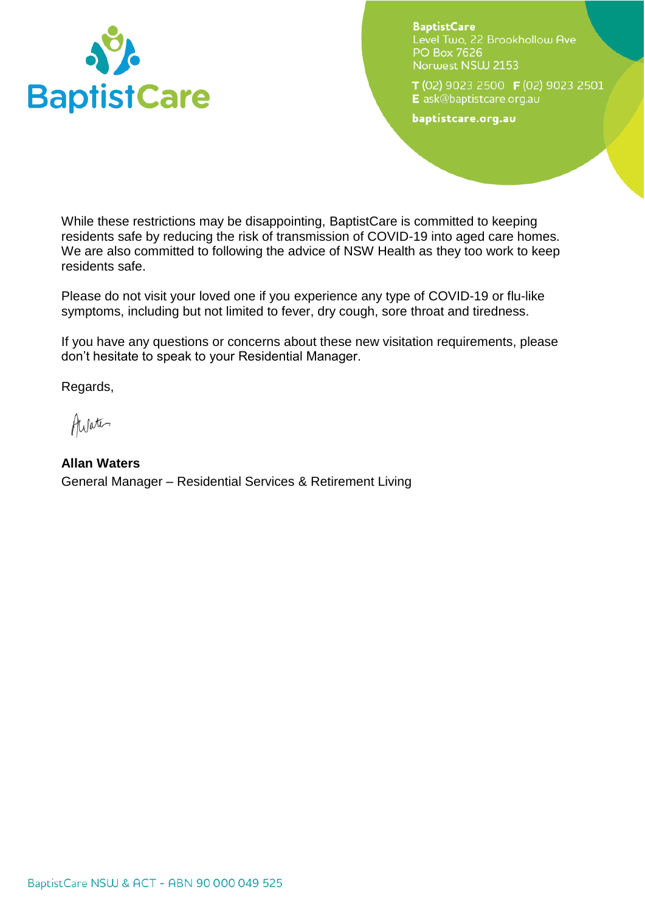BaptistCare
Level Two, 22 Brookhollow Ave
PO Box 7626
Norwest NSW 2153

T (02) 9023 2500 F (02) 9023 2501
E ask@baptistcare.org.au

baptistcare.org.au

While these restrictions may be disappointing, BaptistCare is committed to keeping residents safe by reducing the risk of transmission of COVID-19 into aged care homes. We are also committed to following the advice of NSW Health as they too work to keep residents safe.

Please do not visit your loved one if you experience any type of COVID-19 or flu-like symptoms, including but not limited to fever, dry cough, sore throat and tiredness.

If you have any questions or concerns about these new visitation requirements, please don't hesitate to speak to your Residential Manager.

Regards,

**Allan Waters**
General Manager – Residential Services & Retirement Living

BaptistCare NSW & ACT - ABN 90 000 049 525